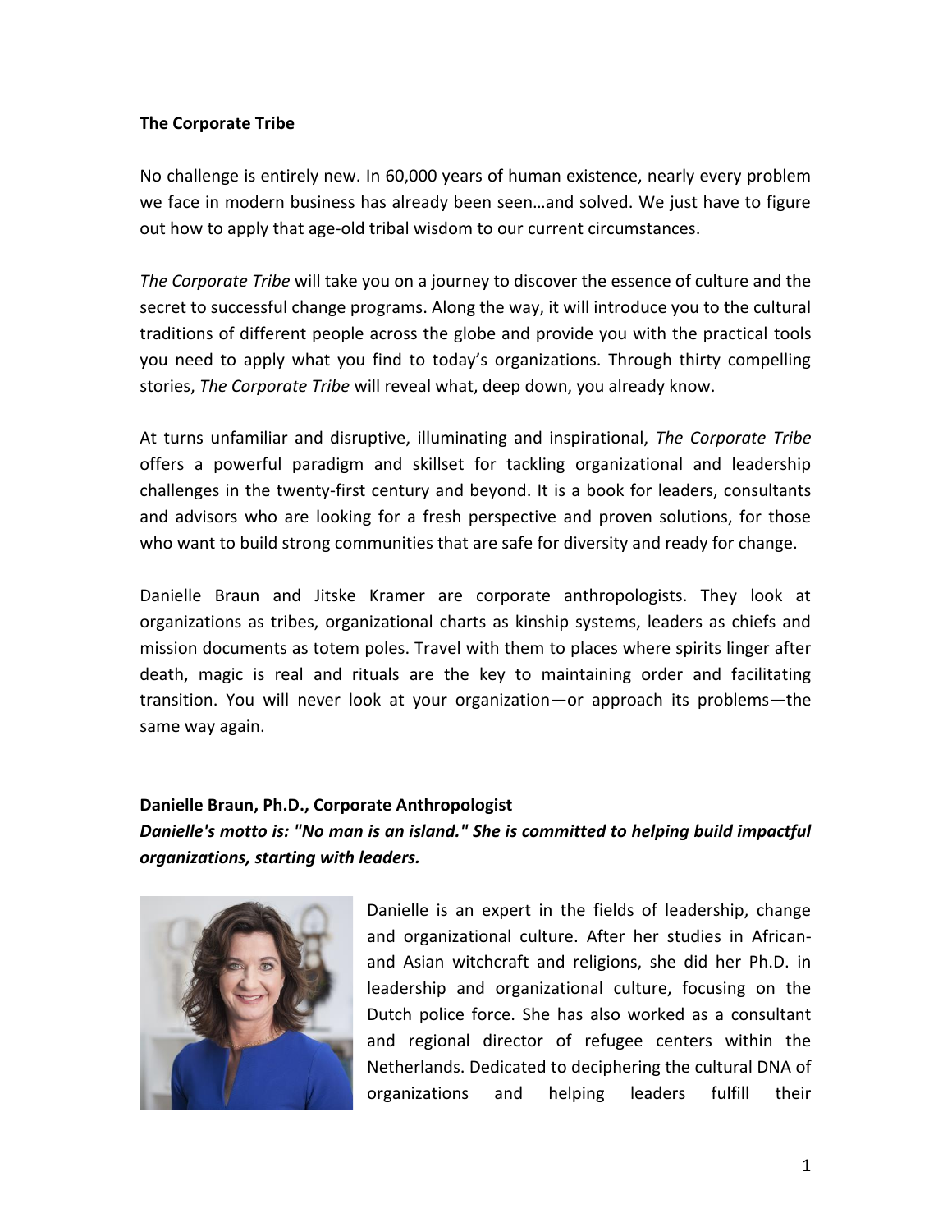**The Corporate Tribe**

No challenge is entirely new. In 60,000 years of human existence, nearly every problem we face in modern business has already been seen…and solved. We just have to figure out how to apply that age-old tribal wisdom to our current circumstances.

*The Corporate Tribe* will take you on a journey to discover the essence of culture and the secret to successful change programs. Along the way, it will introduce you to the cultural traditions of different people across the globe and provide you with the practical tools you need to apply what you find to today's organizations. Through thirty compelling stories, *The Corporate Tribe* will reveal what, deep down, you already know.

At turns unfamiliar and disruptive, illuminating and inspirational, *The Corporate Tribe* offers a powerful paradigm and skillset for tackling organizational and leadership challenges in the twenty-first century and beyond. It is a book for leaders, consultants and advisors who are looking for a fresh perspective and proven solutions, for those who want to build strong communities that are safe for diversity and ready for change.

Danielle Braun and Jitske Kramer are corporate anthropologists. They look at organizations as tribes, organizational charts as kinship systems, leaders as chiefs and mission documents as totem poles. Travel with them to places where spirits linger after death, magic is real and rituals are the key to maintaining order and facilitating transition. You will never look at your organization—or approach its problems—the same way again.

**Danielle Braun, Ph.D., Corporate Anthropologist**

***Danielle's motto is: "No man is an island." She is committed to helping build impactful organizations, starting with leaders.***

Danielle is an expert in the fields of leadership, change and organizational culture. After her studies in African- and Asian witchcraft and religions, she did her Ph.D. in leadership and organizational culture, focusing on the Dutch police force. She has also worked as a consultant and regional director of refugee centers within the Netherlands. Dedicated to deciphering the cultural DNA of organizations and helping leaders fulfill their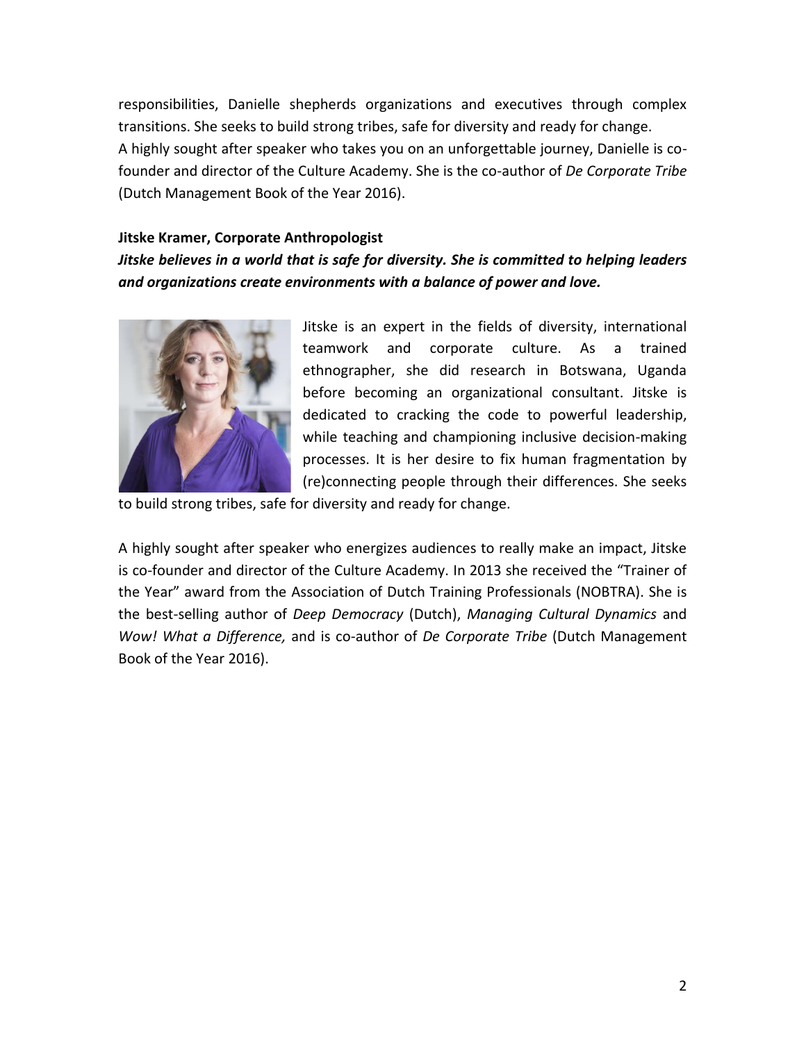responsibilities, Danielle shepherds organizations and executives through complex transitions. She seeks to build strong tribes, safe for diversity and ready for change.
A highly sought after speaker who takes you on an unforgettable journey, Danielle is co-founder and director of the Culture Academy. She is the co-author of *De Corporate Tribe* (Dutch Management Book of the Year 2016).

**Jitske Kramer, Corporate Anthropologist**

***Jitske believes in a world that is safe for diversity. She is committed to helping leaders and organizations create environments with a balance of power and love.***

Jitske is an expert in the fields of diversity, international teamwork and corporate culture. As a trained ethnographer, she did research in Botswana, Uganda before becoming an organizational consultant. Jitske is dedicated to cracking the code to powerful leadership, while teaching and championing inclusive decision-making processes. It is her desire to fix human fragmentation by (re)connecting people through their differences. She seeks to build strong tribes, safe for diversity and ready for change.

A highly sought after speaker who energizes audiences to really make an impact, Jitske is co-founder and director of the Culture Academy. In 2013 she received the "Trainer of the Year" award from the Association of Dutch Training Professionals (NOBTRA). She is the best-selling author of *Deep Democracy* (Dutch), *Managing Cultural Dynamics* and *Wow! What a Difference,* and is co-author of *De Corporate Tribe* (Dutch Management Book of the Year 2016).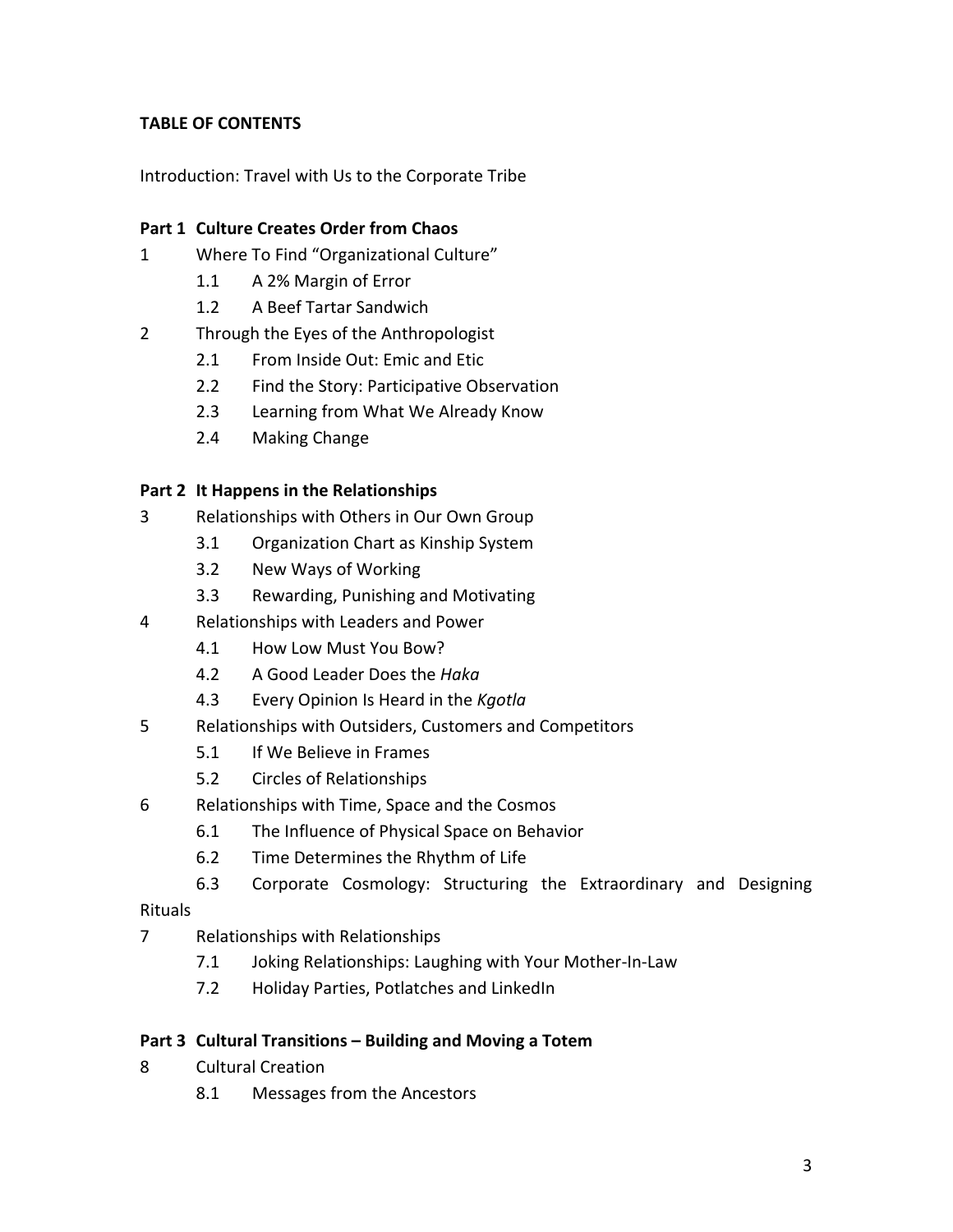**TABLE OF CONTENTS**

Introduction: Travel with Us to the Corporate Tribe

**Part 1 Culture Creates Order from Chaos**

1 Where To Find "Organizational Culture"
- 1.1 A 2% Margin of Error
- 1.2 A Beef Tartar Sandwich

2 Through the Eyes of the Anthropologist
- 2.1 From Inside Out: Emic and Etic
- 2.2 Find the Story: Participative Observation
- 2.3 Learning from What We Already Know
- 2.4 Making Change

**Part 2 It Happens in the Relationships**

3 Relationships with Others in Our Own Group
- 3.1 Organization Chart as Kinship System
- 3.2 New Ways of Working
- 3.3 Rewarding, Punishing and Motivating

4 Relationships with Leaders and Power
- 4.1 How Low Must You Bow?
- 4.2 A Good Leader Does the *Haka*
- 4.3 Every Opinion Is Heard in the *Kgotla*

5 Relationships with Outsiders, Customers and Competitors
- 5.1 If We Believe in Frames
- 5.2 Circles of Relationships

6 Relationships with Time, Space and the Cosmos
- 6.1 The Influence of Physical Space on Behavior
- 6.2 Time Determines the Rhythm of Life
- 6.3 Corporate Cosmology: Structuring the Extraordinary and Designing Rituals

7 Relationships with Relationships
- 7.1 Joking Relationships: Laughing with Your Mother-In-Law
- 7.2 Holiday Parties, Potlatches and LinkedIn

**Part 3 Cultural Transitions – Building and Moving a Totem**

8 Cultural Creation
- 8.1 Messages from the Ancestors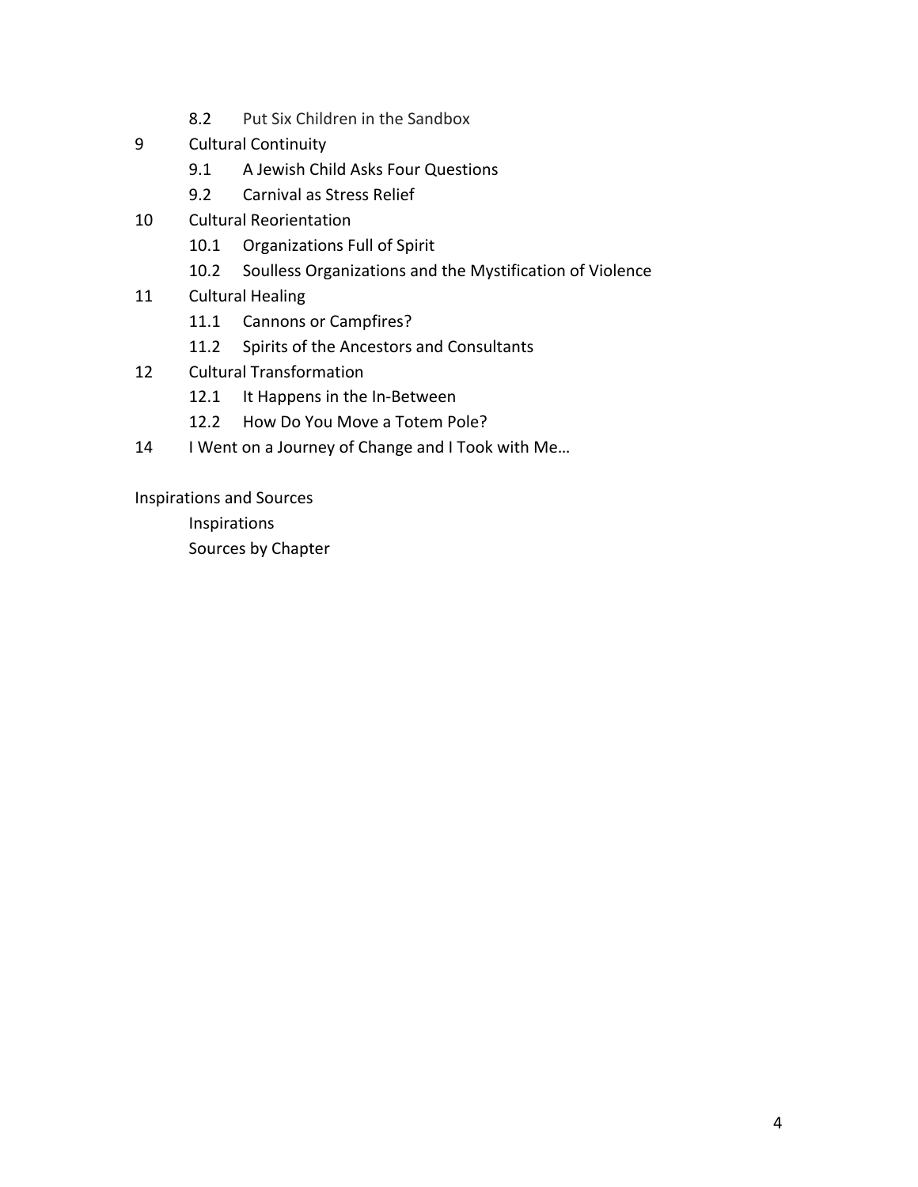- 8.2 Put Six Children in the Sandbox

9 Cultural Continuity
- 9.1 A Jewish Child Asks Four Questions
- 9.2 Carnival as Stress Relief

10 Cultural Reorientation
- 10.1 Organizations Full of Spirit
- 10.2 Soulless Organizations and the Mystification of Violence

11 Cultural Healing
- 11.1 Cannons or Campfires?
- 11.2 Spirits of the Ancestors and Consultants

12 Cultural Transformation
- 12.1 It Happens in the In-Between
- 12.2 How Do You Move a Totem Pole?

14 I Went on a Journey of Change and I Took with Me…

Inspirations and Sources
- Inspirations
- Sources by Chapter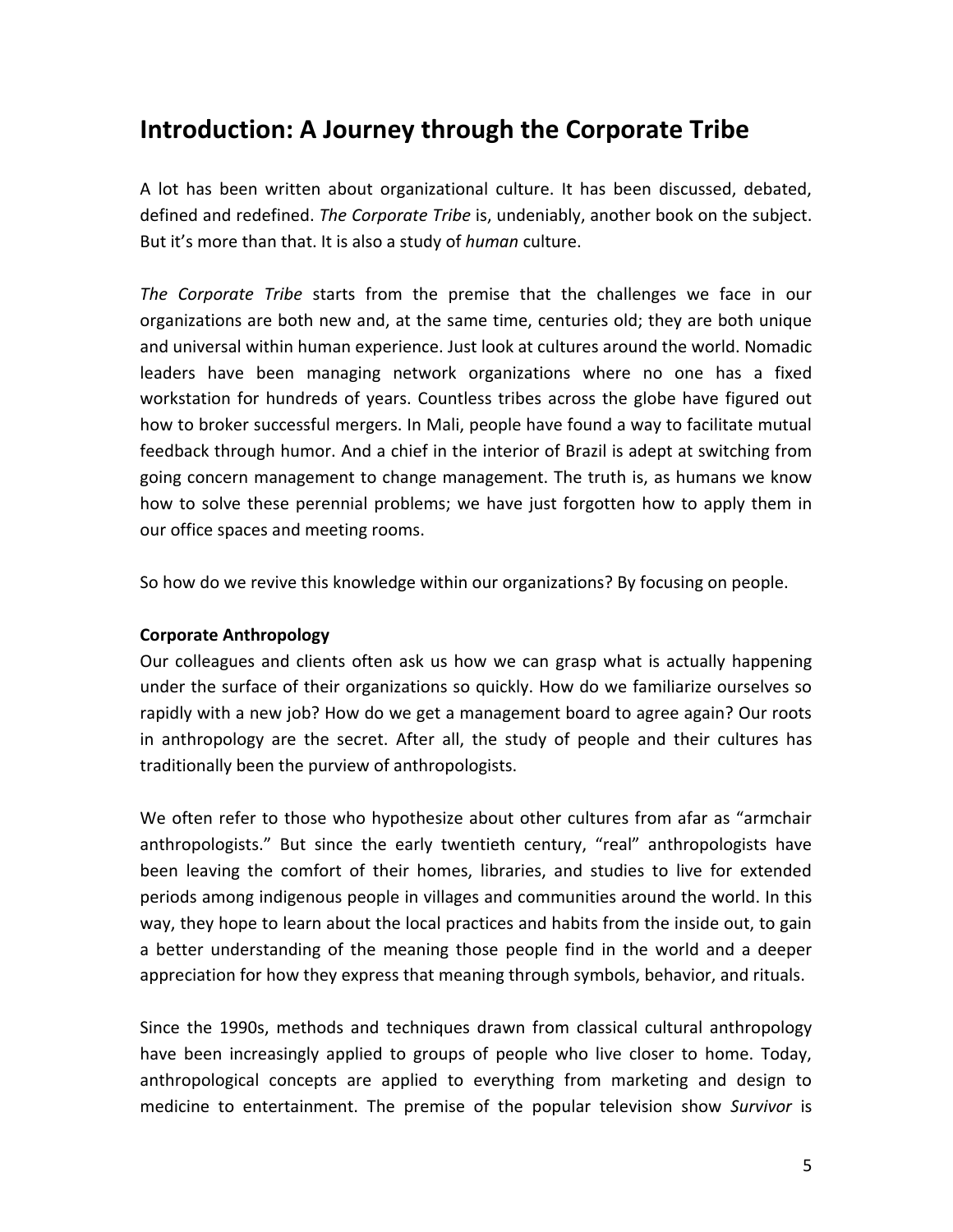## Introduction: A Journey through the Corporate Tribe

A lot has been written about organizational culture. It has been discussed, debated, defined and redefined. *The Corporate Tribe* is, undeniably, another book on the subject. But it's more than that. It is also a study of *human* culture.

*The Corporate Tribe* starts from the premise that the challenges we face in our organizations are both new and, at the same time, centuries old; they are both unique and universal within human experience. Just look at cultures around the world. Nomadic leaders have been managing network organizations where no one has a fixed workstation for hundreds of years. Countless tribes across the globe have figured out how to broker successful mergers. In Mali, people have found a way to facilitate mutual feedback through humor. And a chief in the interior of Brazil is adept at switching from going concern management to change management. The truth is, as humans we know how to solve these perennial problems; we have just forgotten how to apply them in our office spaces and meeting rooms.

So how do we revive this knowledge within our organizations? By focusing on people.

**Corporate Anthropology**

Our colleagues and clients often ask us how we can grasp what is actually happening under the surface of their organizations so quickly. How do we familiarize ourselves so rapidly with a new job? How do we get a management board to agree again? Our roots in anthropology are the secret. After all, the study of people and their cultures has traditionally been the purview of anthropologists.

We often refer to those who hypothesize about other cultures from afar as "armchair anthropologists." But since the early twentieth century, "real" anthropologists have been leaving the comfort of their homes, libraries, and studies to live for extended periods among indigenous people in villages and communities around the world. In this way, they hope to learn about the local practices and habits from the inside out, to gain a better understanding of the meaning those people find in the world and a deeper appreciation for how they express that meaning through symbols, behavior, and rituals.

Since the 1990s, methods and techniques drawn from classical cultural anthropology have been increasingly applied to groups of people who live closer to home. Today, anthropological concepts are applied to everything from marketing and design to medicine to entertainment. The premise of the popular television show *Survivor* is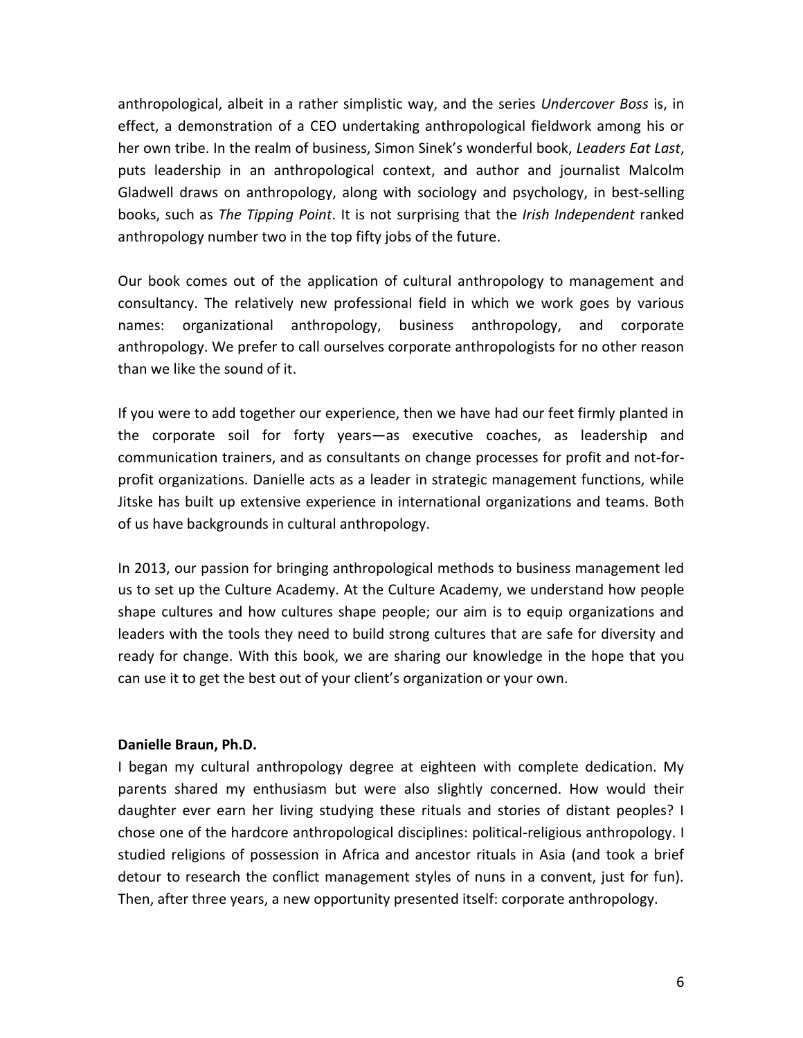anthropological, albeit in a rather simplistic way, and the series *Undercover Boss* is, in effect, a demonstration of a CEO undertaking anthropological fieldwork among his or her own tribe. In the realm of business, Simon Sinek's wonderful book, *Leaders Eat Last*, puts leadership in an anthropological context, and author and journalist Malcolm Gladwell draws on anthropology, along with sociology and psychology, in best-selling books, such as *The Tipping Point*. It is not surprising that the *Irish Independent* ranked anthropology number two in the top fifty jobs of the future.

Our book comes out of the application of cultural anthropology to management and consultancy. The relatively new professional field in which we work goes by various names: organizational anthropology, business anthropology, and corporate anthropology. We prefer to call ourselves corporate anthropologists for no other reason than we like the sound of it.

If you were to add together our experience, then we have had our feet firmly planted in the corporate soil for forty years—as executive coaches, as leadership and communication trainers, and as consultants on change processes for profit and not-for-profit organizations. Danielle acts as a leader in strategic management functions, while Jitske has built up extensive experience in international organizations and teams. Both of us have backgrounds in cultural anthropology.

In 2013, our passion for bringing anthropological methods to business management led us to set up the Culture Academy. At the Culture Academy, we understand how people shape cultures and how cultures shape people; our aim is to equip organizations and leaders with the tools they need to build strong cultures that are safe for diversity and ready for change. With this book, we are sharing our knowledge in the hope that you can use it to get the best out of your client's organization or your own.

**Danielle Braun, Ph.D.**

I began my cultural anthropology degree at eighteen with complete dedication. My parents shared my enthusiasm but were also slightly concerned. How would their daughter ever earn her living studying these rituals and stories of distant peoples? I chose one of the hardcore anthropological disciplines: political-religious anthropology. I studied religions of possession in Africa and ancestor rituals in Asia (and took a brief detour to research the conflict management styles of nuns in a convent, just for fun). Then, after three years, a new opportunity presented itself: corporate anthropology.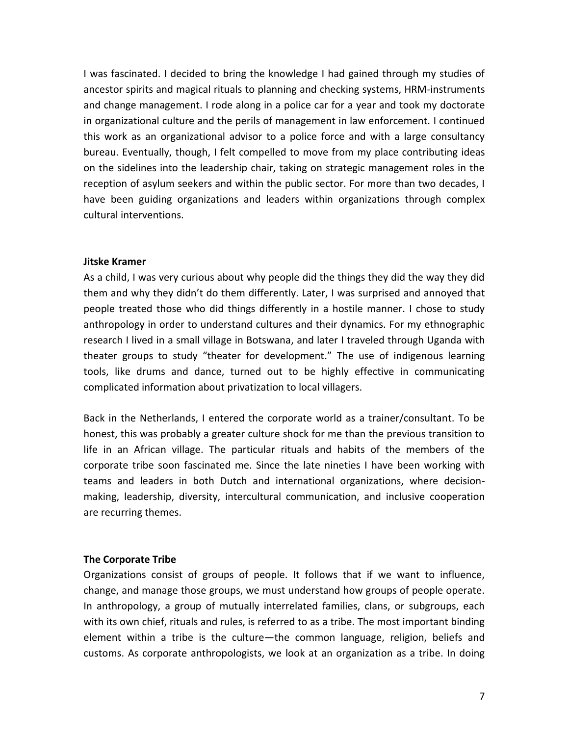I was fascinated. I decided to bring the knowledge I had gained through my studies of ancestor spirits and magical rituals to planning and checking systems, HRM-instruments and change management. I rode along in a police car for a year and took my doctorate in organizational culture and the perils of management in law enforcement. I continued this work as an organizational advisor to a police force and with a large consultancy bureau. Eventually, though, I felt compelled to move from my place contributing ideas on the sidelines into the leadership chair, taking on strategic management roles in the reception of asylum seekers and within the public sector. For more than two decades, I have been guiding organizations and leaders within organizations through complex cultural interventions.

**Jitske Kramer**

As a child, I was very curious about why people did the things they did the way they did them and why they didn't do them differently. Later, I was surprised and annoyed that people treated those who did things differently in a hostile manner. I chose to study anthropology in order to understand cultures and their dynamics. For my ethnographic research I lived in a small village in Botswana, and later I traveled through Uganda with theater groups to study "theater for development." The use of indigenous learning tools, like drums and dance, turned out to be highly effective in communicating complicated information about privatization to local villagers.

Back in the Netherlands, I entered the corporate world as a trainer/consultant. To be honest, this was probably a greater culture shock for me than the previous transition to life in an African village. The particular rituals and habits of the members of the corporate tribe soon fascinated me. Since the late nineties I have been working with teams and leaders in both Dutch and international organizations, where decision-making, leadership, diversity, intercultural communication, and inclusive cooperation are recurring themes.

**The Corporate Tribe**

Organizations consist of groups of people. It follows that if we want to influence, change, and manage those groups, we must understand how groups of people operate. In anthropology, a group of mutually interrelated families, clans, or subgroups, each with its own chief, rituals and rules, is referred to as a tribe. The most important binding element within a tribe is the culture—the common language, religion, beliefs and customs. As corporate anthropologists, we look at an organization as a tribe. In doing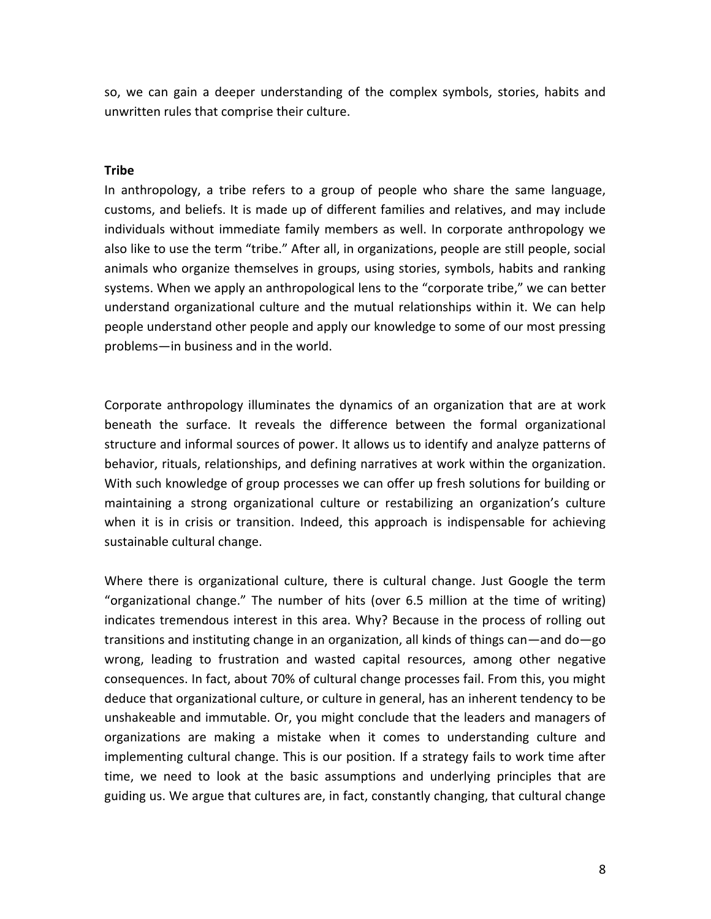so, we can gain a deeper understanding of the complex symbols, stories, habits and unwritten rules that comprise their culture.

**Tribe**

In anthropology, a tribe refers to a group of people who share the same language, customs, and beliefs. It is made up of different families and relatives, and may include individuals without immediate family members as well. In corporate anthropology we also like to use the term "tribe." After all, in organizations, people are still people, social animals who organize themselves in groups, using stories, symbols, habits and ranking systems. When we apply an anthropological lens to the "corporate tribe," we can better understand organizational culture and the mutual relationships within it. We can help people understand other people and apply our knowledge to some of our most pressing problems—in business and in the world.

Corporate anthropology illuminates the dynamics of an organization that are at work beneath the surface. It reveals the difference between the formal organizational structure and informal sources of power. It allows us to identify and analyze patterns of behavior, rituals, relationships, and defining narratives at work within the organization. With such knowledge of group processes we can offer up fresh solutions for building or maintaining a strong organizational culture or restabilizing an organization's culture when it is in crisis or transition. Indeed, this approach is indispensable for achieving sustainable cultural change.

Where there is organizational culture, there is cultural change. Just Google the term "organizational change." The number of hits (over 6.5 million at the time of writing) indicates tremendous interest in this area. Why? Because in the process of rolling out transitions and instituting change in an organization, all kinds of things can—and do—go wrong, leading to frustration and wasted capital resources, among other negative consequences. In fact, about 70% of cultural change processes fail. From this, you might deduce that organizational culture, or culture in general, has an inherent tendency to be unshakeable and immutable. Or, you might conclude that the leaders and managers of organizations are making a mistake when it comes to understanding culture and implementing cultural change. This is our position. If a strategy fails to work time after time, we need to look at the basic assumptions and underlying principles that are guiding us. We argue that cultures are, in fact, constantly changing, that cultural change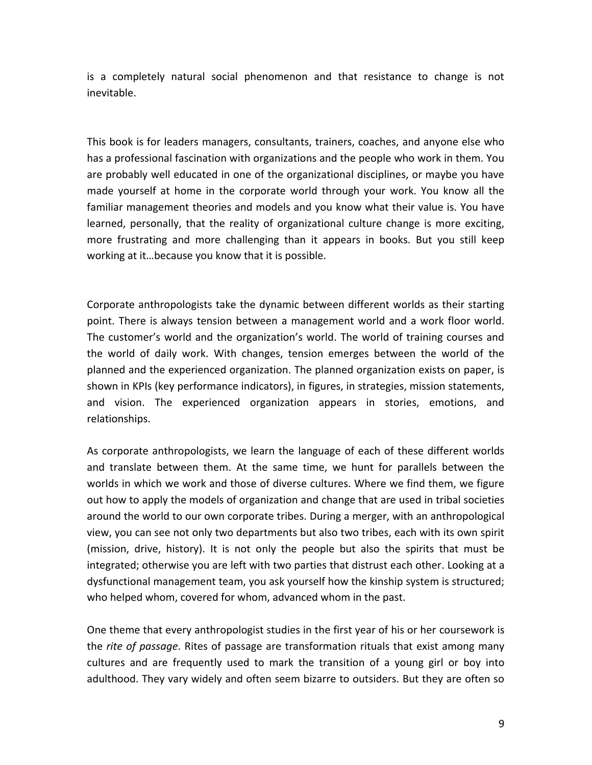is a completely natural social phenomenon and that resistance to change is not inevitable.

This book is for leaders managers, consultants, trainers, coaches, and anyone else who has a professional fascination with organizations and the people who work in them. You are probably well educated in one of the organizational disciplines, or maybe you have made yourself at home in the corporate world through your work. You know all the familiar management theories and models and you know what their value is. You have learned, personally, that the reality of organizational culture change is more exciting, more frustrating and more challenging than it appears in books. But you still keep working at it…because you know that it is possible.

Corporate anthropologists take the dynamic between different worlds as their starting point. There is always tension between a management world and a work floor world. The customer's world and the organization's world. The world of training courses and the world of daily work. With changes, tension emerges between the world of the planned and the experienced organization. The planned organization exists on paper, is shown in KPIs (key performance indicators), in figures, in strategies, mission statements, and vision. The experienced organization appears in stories, emotions, and relationships.

As corporate anthropologists, we learn the language of each of these different worlds and translate between them. At the same time, we hunt for parallels between the worlds in which we work and those of diverse cultures. Where we find them, we figure out how to apply the models of organization and change that are used in tribal societies around the world to our own corporate tribes. During a merger, with an anthropological view, you can see not only two departments but also two tribes, each with its own spirit (mission, drive, history). It is not only the people but also the spirits that must be integrated; otherwise you are left with two parties that distrust each other. Looking at a dysfunctional management team, you ask yourself how the kinship system is structured; who helped whom, covered for whom, advanced whom in the past.

One theme that every anthropologist studies in the first year of his or her coursework is the *rite of passage*. Rites of passage are transformation rituals that exist among many cultures and are frequently used to mark the transition of a young girl or boy into adulthood. They vary widely and often seem bizarre to outsiders. But they are often so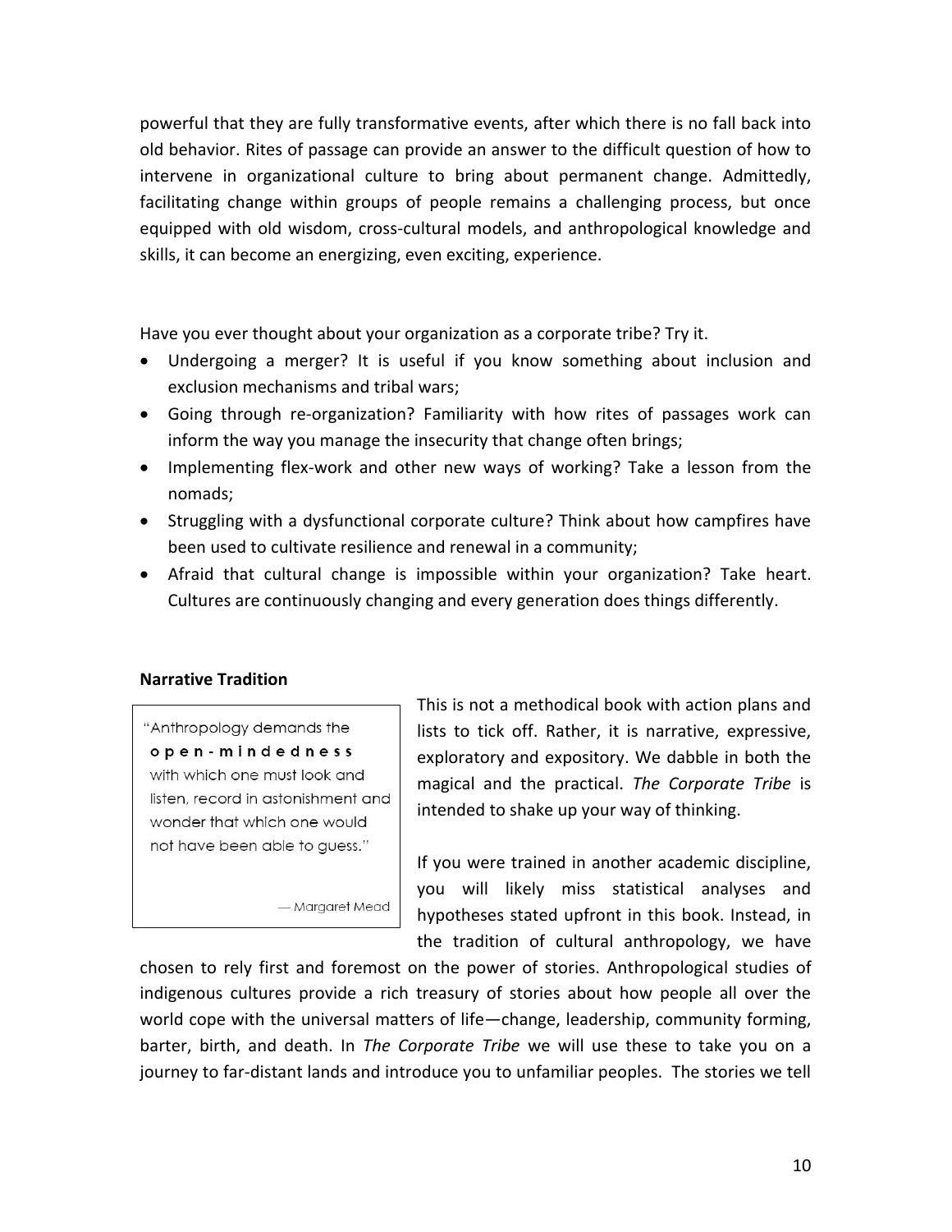powerful that they are fully transformative events, after which there is no fall back into old behavior. Rites of passage can provide an answer to the difficult question of how to intervene in organizational culture to bring about permanent change. Admittedly, facilitating change within groups of people remains a challenging process, but once equipped with old wisdom, cross-cultural models, and anthropological knowledge and skills, it can become an energizing, even exciting, experience.

Have you ever thought about your organization as a corporate tribe? Try it.

- Undergoing a merger? It is useful if you know something about inclusion and exclusion mechanisms and tribal wars;
- Going through re-organization? Familiarity with how rites of passages work can inform the way you manage the insecurity that change often brings;
- Implementing flex-work and other new ways of working? Take a lesson from the nomads;
- Struggling with a dysfunctional corporate culture? Think about how campfires have been used to cultivate resilience and renewal in a community;
- Afraid that cultural change is impossible within your organization? Take heart. Cultures are continuously changing and every generation does things differently.

**Narrative Tradition**

> "Anthropology demands the **open-mindedness** with which one must look and listen, record in astonishment and wonder that which one would not have been able to guess."
>
> — Margaret Mead

This is not a methodical book with action plans and lists to tick off. Rather, it is narrative, expressive, exploratory and expository. We dabble in both the magical and the practical. *The Corporate Tribe* is intended to shake up your way of thinking.

If you were trained in another academic discipline, you will likely miss statistical analyses and hypotheses stated upfront in this book. Instead, in the tradition of cultural anthropology, we have chosen to rely first and foremost on the power of stories. Anthropological studies of indigenous cultures provide a rich treasury of stories about how people all over the world cope with the universal matters of life—change, leadership, community forming, barter, birth, and death. In *The Corporate Tribe* we will use these to take you on a journey to far-distant lands and introduce you to unfamiliar peoples. The stories we tell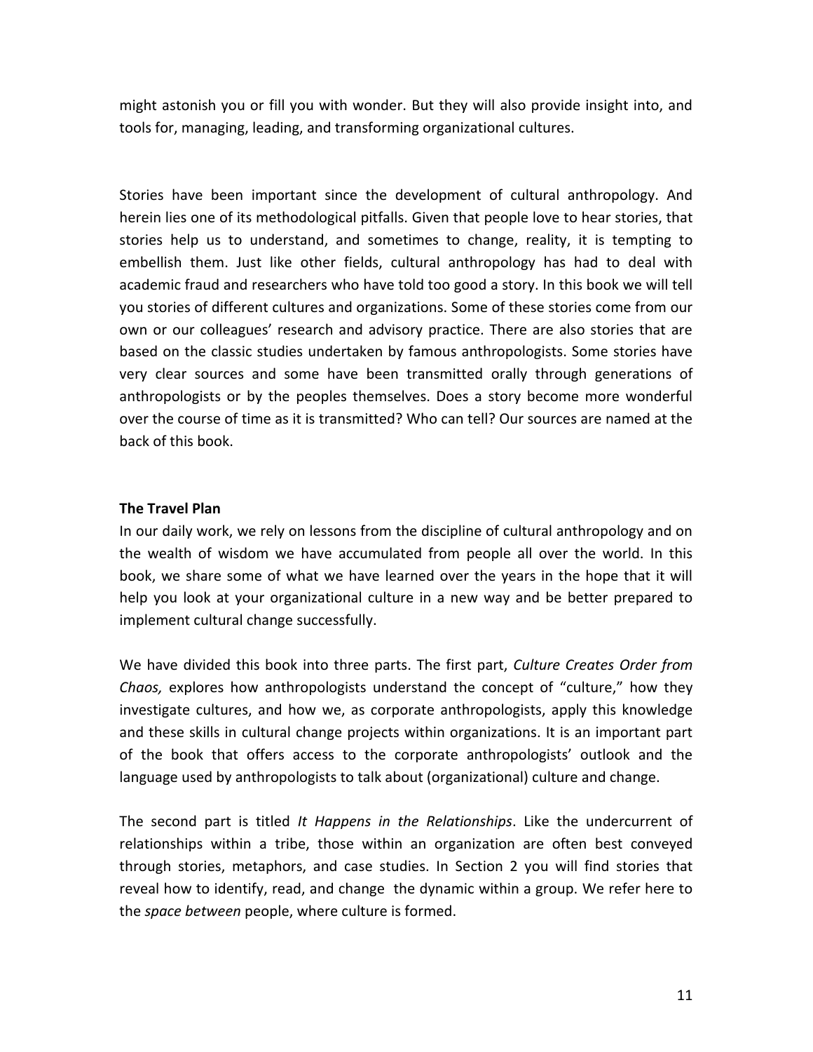might astonish you or fill you with wonder. But they will also provide insight into, and tools for, managing, leading, and transforming organizational cultures.

Stories have been important since the development of cultural anthropology. And herein lies one of its methodological pitfalls. Given that people love to hear stories, that stories help us to understand, and sometimes to change, reality, it is tempting to embellish them. Just like other fields, cultural anthropology has had to deal with academic fraud and researchers who have told too good a story. In this book we will tell you stories of different cultures and organizations. Some of these stories come from our own or our colleagues' research and advisory practice. There are also stories that are based on the classic studies undertaken by famous anthropologists. Some stories have very clear sources and some have been transmitted orally through generations of anthropologists or by the peoples themselves. Does a story become more wonderful over the course of time as it is transmitted? Who can tell? Our sources are named at the back of this book.

**The Travel Plan**

In our daily work, we rely on lessons from the discipline of cultural anthropology and on the wealth of wisdom we have accumulated from people all over the world. In this book, we share some of what we have learned over the years in the hope that it will help you look at your organizational culture in a new way and be better prepared to implement cultural change successfully.

We have divided this book into three parts. The first part, *Culture Creates Order from Chaos,* explores how anthropologists understand the concept of "culture," how they investigate cultures, and how we, as corporate anthropologists, apply this knowledge and these skills in cultural change projects within organizations. It is an important part of the book that offers access to the corporate anthropologists' outlook and the language used by anthropologists to talk about (organizational) culture and change.

The second part is titled *It Happens in the Relationships*. Like the undercurrent of relationships within a tribe, those within an organization are often best conveyed through stories, metaphors, and case studies. In Section 2 you will find stories that reveal how to identify, read, and change the dynamic within a group. We refer here to the *space between* people, where culture is formed.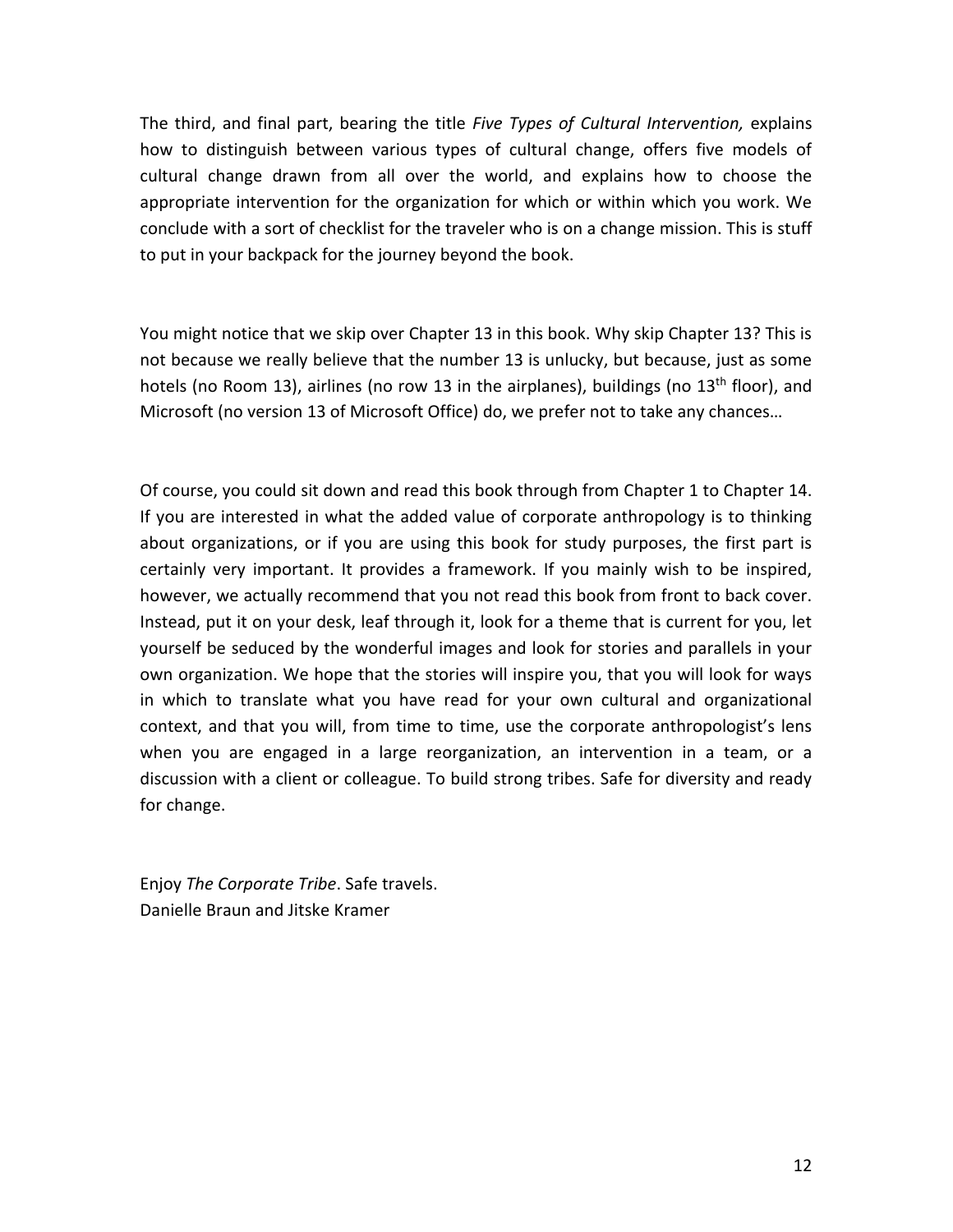The third, and final part, bearing the title *Five Types of Cultural Intervention,* explains how to distinguish between various types of cultural change, offers five models of cultural change drawn from all over the world, and explains how to choose the appropriate intervention for the organization for which or within which you work. We conclude with a sort of checklist for the traveler who is on a change mission. This is stuff to put in your backpack for the journey beyond the book.

You might notice that we skip over Chapter 13 in this book. Why skip Chapter 13? This is not because we really believe that the number 13 is unlucky, but because, just as some hotels (no Room 13), airlines (no row 13 in the airplanes), buildings (no 13th floor), and Microsoft (no version 13 of Microsoft Office) do, we prefer not to take any chances…

Of course, you could sit down and read this book through from Chapter 1 to Chapter 14. If you are interested in what the added value of corporate anthropology is to thinking about organizations, or if you are using this book for study purposes, the first part is certainly very important. It provides a framework. If you mainly wish to be inspired, however, we actually recommend that you not read this book from front to back cover. Instead, put it on your desk, leaf through it, look for a theme that is current for you, let yourself be seduced by the wonderful images and look for stories and parallels in your own organization. We hope that the stories will inspire you, that you will look for ways in which to translate what you have read for your own cultural and organizational context, and that you will, from time to time, use the corporate anthropologist's lens when you are engaged in a large reorganization, an intervention in a team, or a discussion with a client or colleague. To build strong tribes. Safe for diversity and ready for change.

Enjoy *The Corporate Tribe*. Safe travels.
Danielle Braun and Jitske Kramer